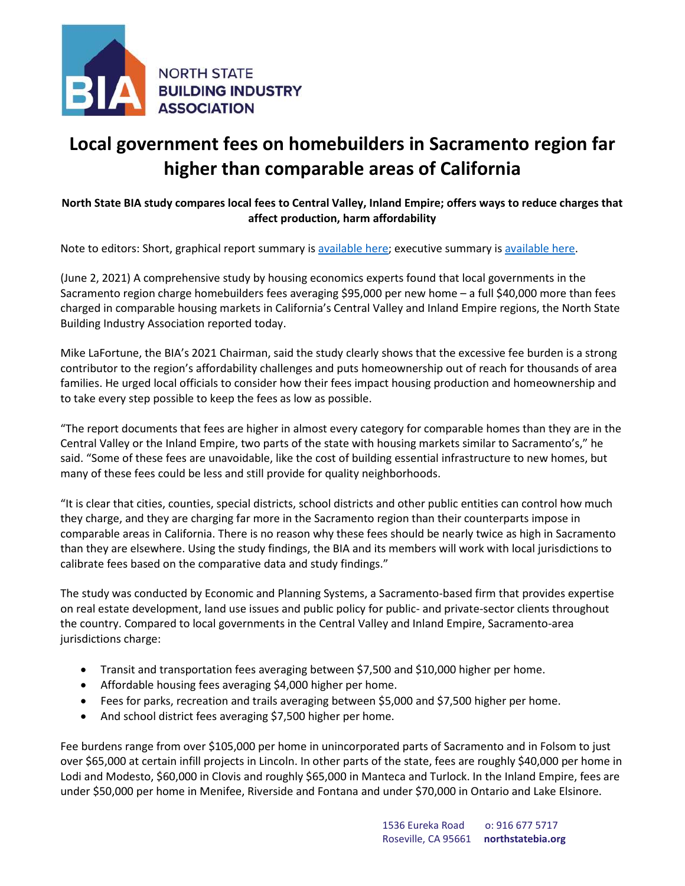NORTH STATE
BUILDING INDUSTRY
ASSOCIATION

# Local government fees on homebuilders in Sacramento region far higher than comparable areas of California

**North State BIA study compares local fees to Central Valley, Inland Empire; offers ways to reduce charges that affect production, harm affordability**

Note to editors: Short, graphical report summary is available here; executive summary is available here.

(June 2, 2021) A comprehensive study by housing economics experts found that local governments in the Sacramento region charge homebuilders fees averaging $95,000 per new home – a full $40,000 more than fees charged in comparable housing markets in California's Central Valley and Inland Empire regions, the North State Building Industry Association reported today.

Mike LaFortune, the BIA's 2021 Chairman, said the study clearly shows that the excessive fee burden is a strong contributor to the region's affordability challenges and puts homeownership out of reach for thousands of area families. He urged local officials to consider how their fees impact housing production and homeownership and to take every step possible to keep the fees as low as possible.

"The report documents that fees are higher in almost every category for comparable homes than they are in the Central Valley or the Inland Empire, two parts of the state with housing markets similar to Sacramento's," he said. "Some of these fees are unavoidable, like the cost of building essential infrastructure to new homes, but many of these fees could be less and still provide for quality neighborhoods.

"It is clear that cities, counties, special districts, school districts and other public entities can control how much they charge, and they are charging far more in the Sacramento region than their counterparts impose in comparable areas in California. There is no reason why these fees should be nearly twice as high in Sacramento than they are elsewhere. Using the study findings, the BIA and its members will work with local jurisdictions to calibrate fees based on the comparative data and study findings."

The study was conducted by Economic and Planning Systems, a Sacramento-based firm that provides expertise on real estate development, land use issues and public policy for public- and private-sector clients throughout the country. Compared to local governments in the Central Valley and Inland Empire, Sacramento-area jurisdictions charge:

- Transit and transportation fees averaging between $7,500 and $10,000 higher per home.
- Affordable housing fees averaging $4,000 higher per home.
- Fees for parks, recreation and trails averaging between $5,000 and $7,500 higher per home.
- And school district fees averaging $7,500 higher per home.

Fee burdens range from over $105,000 per home in unincorporated parts of Sacramento and in Folsom to just over $65,000 at certain infill projects in Lincoln. In other parts of the state, fees are roughly $40,000 per home in Lodi and Modesto, $60,000 in Clovis and roughly $65,000 in Manteca and Turlock. In the Inland Empire, fees are under $50,000 per home in Menifee, Riverside and Fontana and under $70,000 in Ontario and Lake Elsinore.

1536 Eureka Road
Roseville, CA 95661
o: 916 677 5717
**northstatebia.org**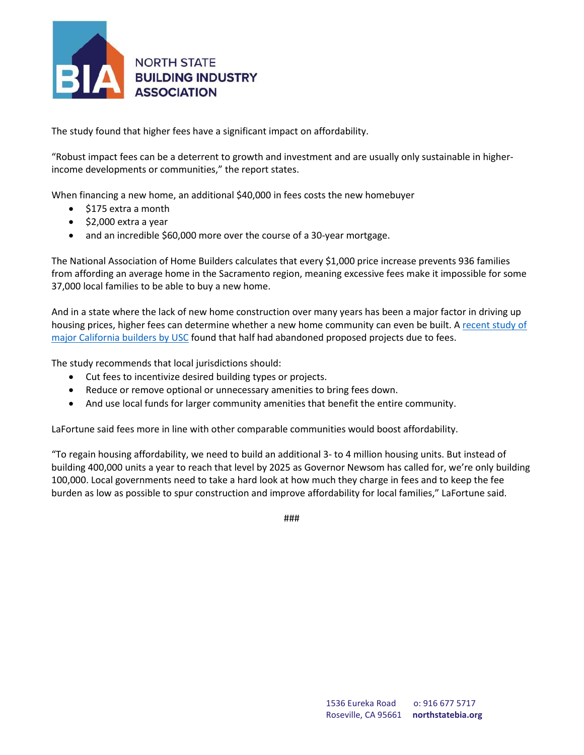The study found that higher fees have a significant impact on affordability.

"Robust impact fees can be a deterrent to growth and investment and are usually only sustainable in higher-income developments or communities," the report states.

When financing a new home, an additional $40,000 in fees costs the new homebuyer

- $175 extra a month
- $2,000 extra a year
- and an incredible $60,000 more over the course of a 30-year mortgage.

The National Association of Home Builders calculates that every $1,000 price increase prevents 936 families from affording an average home in the Sacramento region, meaning excessive fees make it impossible for some 37,000 local families to be able to buy a new home.

And in a state where the lack of new home construction over many years has been a major factor in driving up housing prices, higher fees can determine whether a new home community can even be built. A recent study of major California builders by USC found that half had abandoned proposed projects due to fees.

The study recommends that local jurisdictions should:

- Cut fees to incentivize desired building types or projects.
- Reduce or remove optional or unnecessary amenities to bring fees down.
- And use local funds for larger community amenities that benefit the entire community.

LaFortune said fees more in line with other comparable communities would boost affordability.

"To regain housing affordability, we need to build an additional 3- to 4 million housing units. But instead of building 400,000 units a year to reach that level by 2025 as Governor Newsom has called for, we're only building 100,000. Local governments need to take a hard look at how much they charge in fees and to keep the fee burden as low as possible to spur construction and improve affordability for local families," LaFortune said.

###